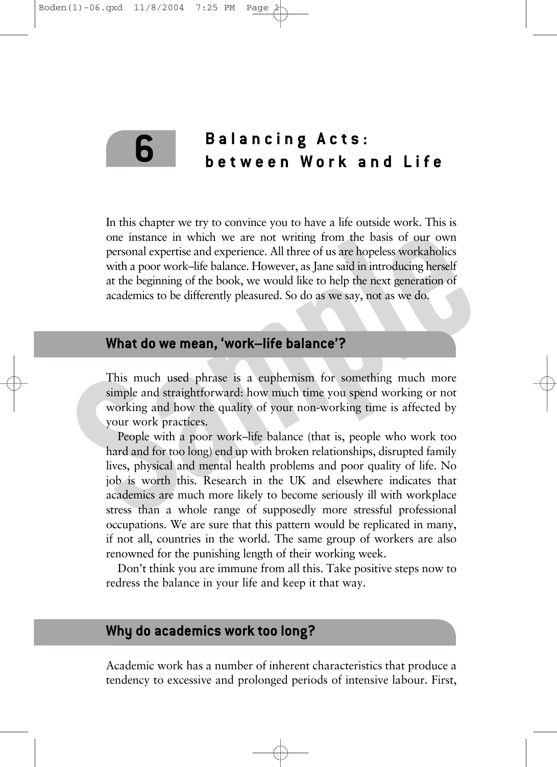# 6 Balancing Acts: between Work and Life

In this chapter we try to convince you to have a life outside work. This is one instance in which we are not writing from the basis of our own personal expertise and experience. All three of us are hopeless workaholics with a poor work–life balance. However, as Jane said in introducing herself at the beginning of the book, we would like to help the next generation of academics to be differently pleasured. So do as we say, not as we do.

## What do we mean, 'work–life balance'?

This much used phrase is a euphemism for something much more simple and straightforward: how much time you spend working or not working and how the quality of your non-working time is affected by your work practices.

People with a poor work–life balance (that is, people who work too hard and for too long) end up with broken relationships, disrupted family lives, physical and mental health problems and poor quality of life. No job is worth this. Research in the UK and elsewhere indicates that academics are much more likely to become seriously ill with workplace stress than a whole range of supposedly more stressful professional occupations. We are sure that this pattern would be replicated in many, if not all, countries in the world. The same group of workers are also renowned for the punishing length of their working week.

Don't think you are immune from all this. Take positive steps now to redress the balance in your life and keep it that way.

## Why do academics work too long?

Academic work has a number of inherent characteristics that produce a tendency to excessive and prolonged periods of intensive labour. First,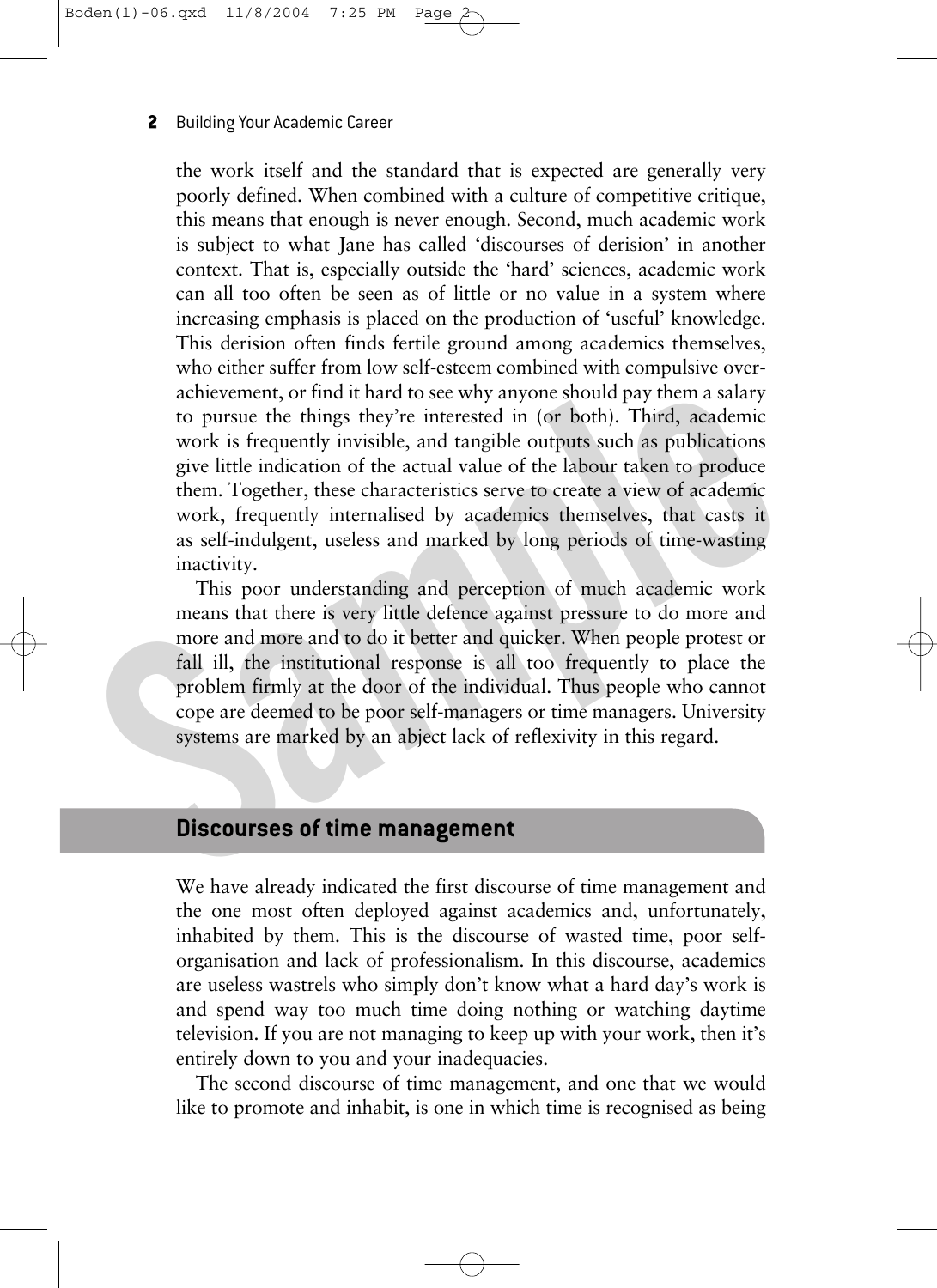the work itself and the standard that is expected are generally very poorly defined. When combined with a culture of competitive critique, this means that enough is never enough. Second, much academic work is subject to what Jane has called 'discourses of derision' in another context. That is, especially outside the 'hard' sciences, academic work can all too often be seen as of little or no value in a system where increasing emphasis is placed on the production of 'useful' knowledge. This derision often finds fertile ground among academics themselves, who either suffer from low self-esteem combined with compulsive over-achievement, or find it hard to see why anyone should pay them a salary to pursue the things they're interested in (or both). Third, academic work is frequently invisible, and tangible outputs such as publications give little indication of the actual value of the labour taken to produce them. Together, these characteristics serve to create a view of academic work, frequently internalised by academics themselves, that casts it as self-indulgent, useless and marked by long periods of time-wasting inactivity.

This poor understanding and perception of much academic work means that there is very little defence against pressure to do more and more and more and to do it better and quicker. When people protest or fall ill, the institutional response is all too frequently to place the problem firmly at the door of the individual. Thus people who cannot cope are deemed to be poor self-managers or time managers. University systems are marked by an abject lack of reflexivity in this regard.

## Discourses of time management

We have already indicated the first discourse of time management and the one most often deployed against academics and, unfortunately, inhabited by them. This is the discourse of wasted time, poor self-organisation and lack of professionalism. In this discourse, academics are useless wastrels who simply don't know what a hard day's work is and spend way too much time doing nothing or watching daytime television. If you are not managing to keep up with your work, then it's entirely down to you and your inadequacies.

The second discourse of time management, and one that we would like to promote and inhabit, is one in which time is recognised as being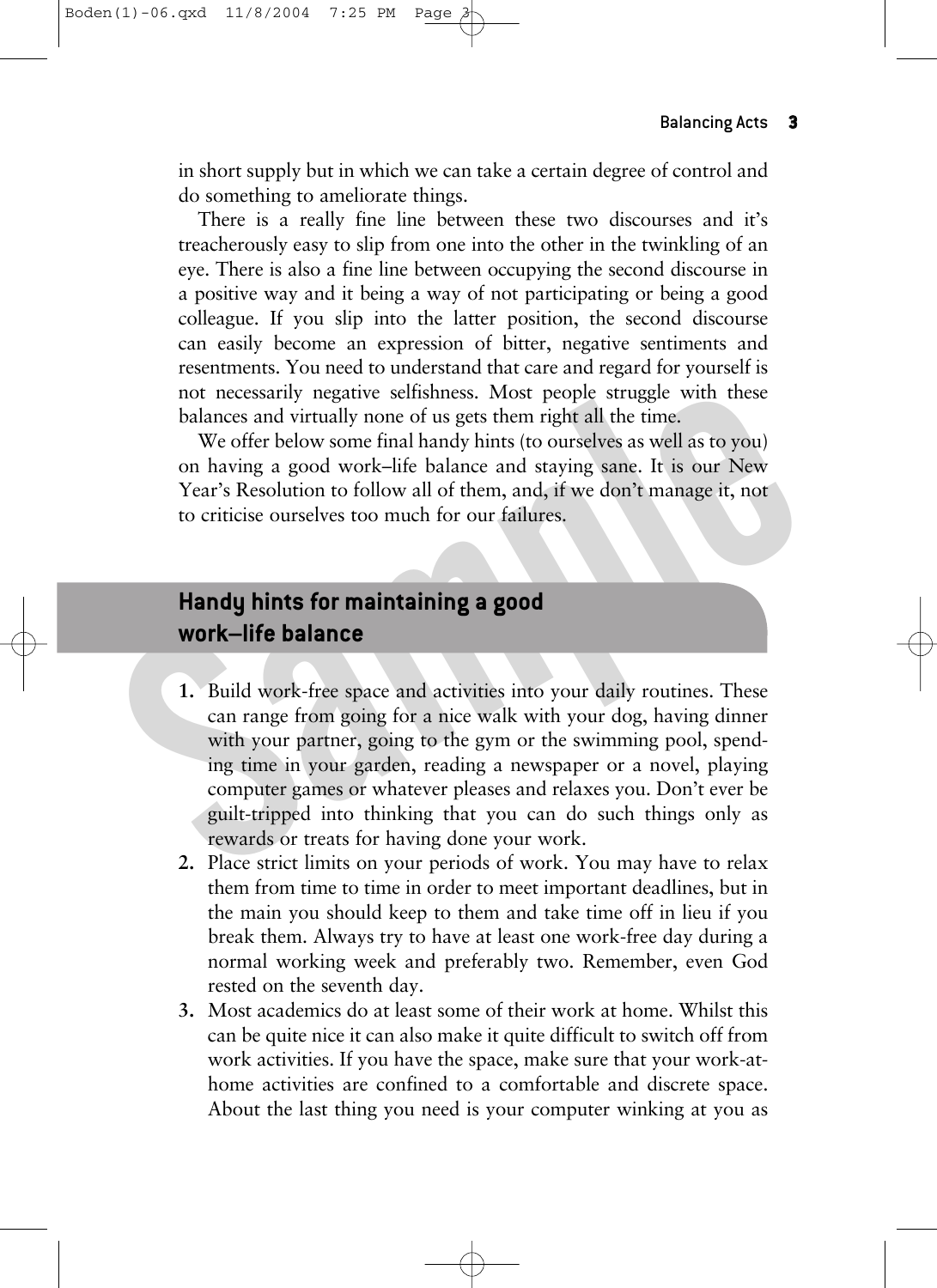in short supply but in which we can take a certain degree of control and do something to ameliorate things.

There is a really fine line between these two discourses and it's treacherously easy to slip from one into the other in the twinkling of an eye. There is also a fine line between occupying the second discourse in a positive way and it being a way of not participating or being a good colleague. If you slip into the latter position, the second discourse can easily become an expression of bitter, negative sentiments and resentments. You need to understand that care and regard for yourself is not necessarily negative selfishness. Most people struggle with these balances and virtually none of us gets them right all the time.

We offer below some final handy hints (to ourselves as well as to you) on having a good work–life balance and staying sane. It is our New Year's Resolution to follow all of them, and, if we don't manage it, not to criticise ourselves too much for our failures.

## Handy hints for maintaining a good work–life balance

1. Build work-free space and activities into your daily routines. These can range from going for a nice walk with your dog, having dinner with your partner, going to the gym or the swimming pool, spending time in your garden, reading a newspaper or a novel, playing computer games or whatever pleases and relaxes you. Don't ever be guilt-tripped into thinking that you can do such things only as rewards or treats for having done your work.
2. Place strict limits on your periods of work. You may have to relax them from time to time in order to meet important deadlines, but in the main you should keep to them and take time off in lieu if you break them. Always try to have at least one work-free day during a normal working week and preferably two. Remember, even God rested on the seventh day.
3. Most academics do at least some of their work at home. Whilst this can be quite nice it can also make it quite difficult to switch off from work activities. If you have the space, make sure that your work-at-home activities are confined to a comfortable and discrete space. About the last thing you need is your computer winking at you as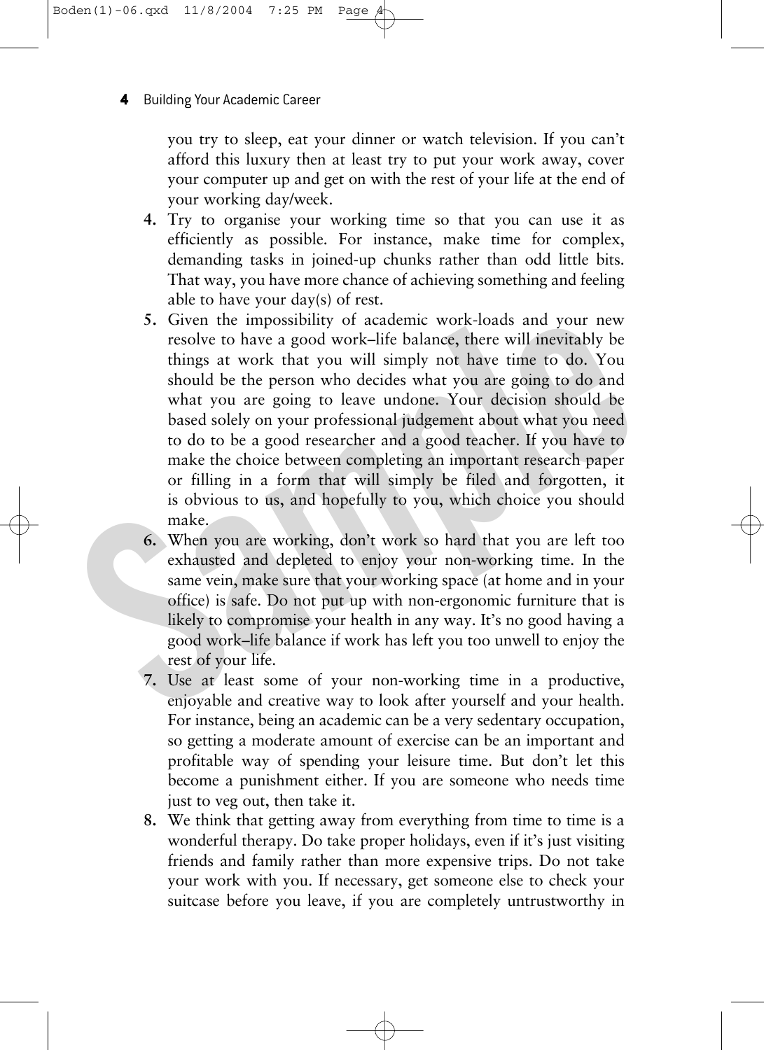you try to sleep, eat your dinner or watch television. If you can't afford this luxury then at least try to put your work away, cover your computer up and get on with the rest of your life at the end of your working day/week.

4. Try to organise your working time so that you can use it as efficiently as possible. For instance, make time for complex, demanding tasks in joined-up chunks rather than odd little bits. That way, you have more chance of achieving something and feeling able to have your day(s) of rest.
5. Given the impossibility of academic work-loads and your new resolve to have a good work–life balance, there will inevitably be things at work that you will simply not have time to do. You should be the person who decides what you are going to do and what you are going to leave undone. Your decision should be based solely on your professional judgement about what you need to do to be a good researcher and a good teacher. If you have to make the choice between completing an important research paper or filling in a form that will simply be filed and forgotten, it is obvious to us, and hopefully to you, which choice you should make.
6. When you are working, don't work so hard that you are left too exhausted and depleted to enjoy your non-working time. In the same vein, make sure that your working space (at home and in your office) is safe. Do not put up with non-ergonomic furniture that is likely to compromise your health in any way. It's no good having a good work–life balance if work has left you too unwell to enjoy the rest of your life.
7. Use at least some of your non-working time in a productive, enjoyable and creative way to look after yourself and your health. For instance, being an academic can be a very sedentary occupation, so getting a moderate amount of exercise can be an important and profitable way of spending your leisure time. But don't let this become a punishment either. If you are someone who needs time just to veg out, then take it.
8. We think that getting away from everything from time to time is a wonderful therapy. Do take proper holidays, even if it's just visiting friends and family rather than more expensive trips. Do not take your work with you. If necessary, get someone else to check your suitcase before you leave, if you are completely untrustworthy in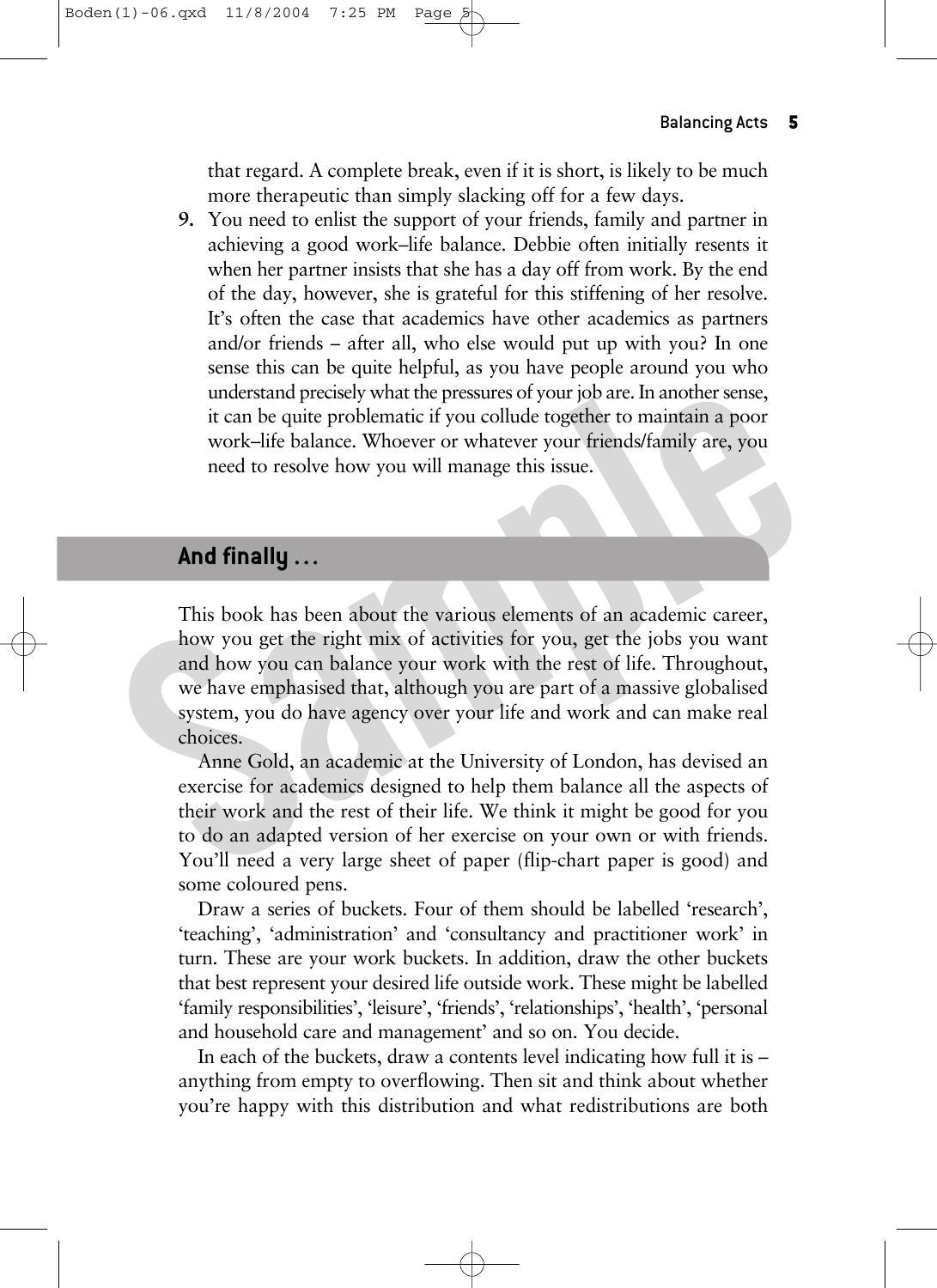that regard. A complete break, even if it is short, is likely to be much more therapeutic than simply slacking off for a few days.

9. You need to enlist the support of your friends, family and partner in achieving a good work–life balance. Debbie often initially resents it when her partner insists that she has a day off from work. By the end of the day, however, she is grateful for this stiffening of her resolve. It's often the case that academics have other academics as partners and/or friends – after all, who else would put up with you? In one sense this can be quite helpful, as you have people around you who understand precisely what the pressures of your job are. In another sense, it can be quite problematic if you collude together to maintain a poor work–life balance. Whoever or whatever your friends/family are, you need to resolve how you will manage this issue.

## And finally . . .

This book has been about the various elements of an academic career, how you get the right mix of activities for you, get the jobs you want and how you can balance your work with the rest of life. Throughout, we have emphasised that, although you are part of a massive globalised system, you do have agency over your life and work and can make real choices.

Anne Gold, an academic at the University of London, has devised an exercise for academics designed to help them balance all the aspects of their work and the rest of their life. We think it might be good for you to do an adapted version of her exercise on your own or with friends. You'll need a very large sheet of paper (flip-chart paper is good) and some coloured pens.

Draw a series of buckets. Four of them should be labelled 'research', 'teaching', 'administration' and 'consultancy and practitioner work' in turn. These are your work buckets. In addition, draw the other buckets that best represent your desired life outside work. These might be labelled 'family responsibilities', 'leisure', 'friends', 'relationships', 'health', 'personal and household care and management' and so on. You decide.

In each of the buckets, draw a contents level indicating how full it is – anything from empty to overflowing. Then sit and think about whether you're happy with this distribution and what redistributions are both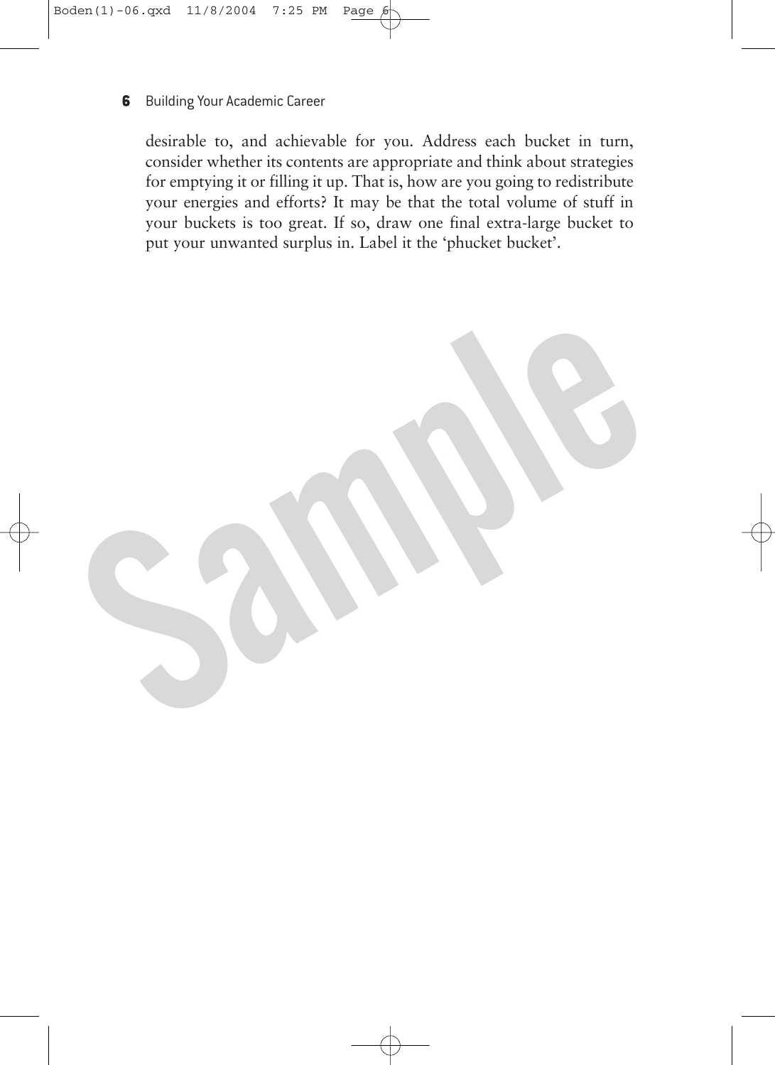desirable to, and achievable for you. Address each bucket in turn, consider whether its contents are appropriate and think about strategies for emptying it or filling it up. That is, how are you going to redistribute your energies and efforts? It may be that the total volume of stuff in your buckets is too great. If so, draw one final extra-large bucket to put your unwanted surplus in. Label it the 'phucket bucket'.